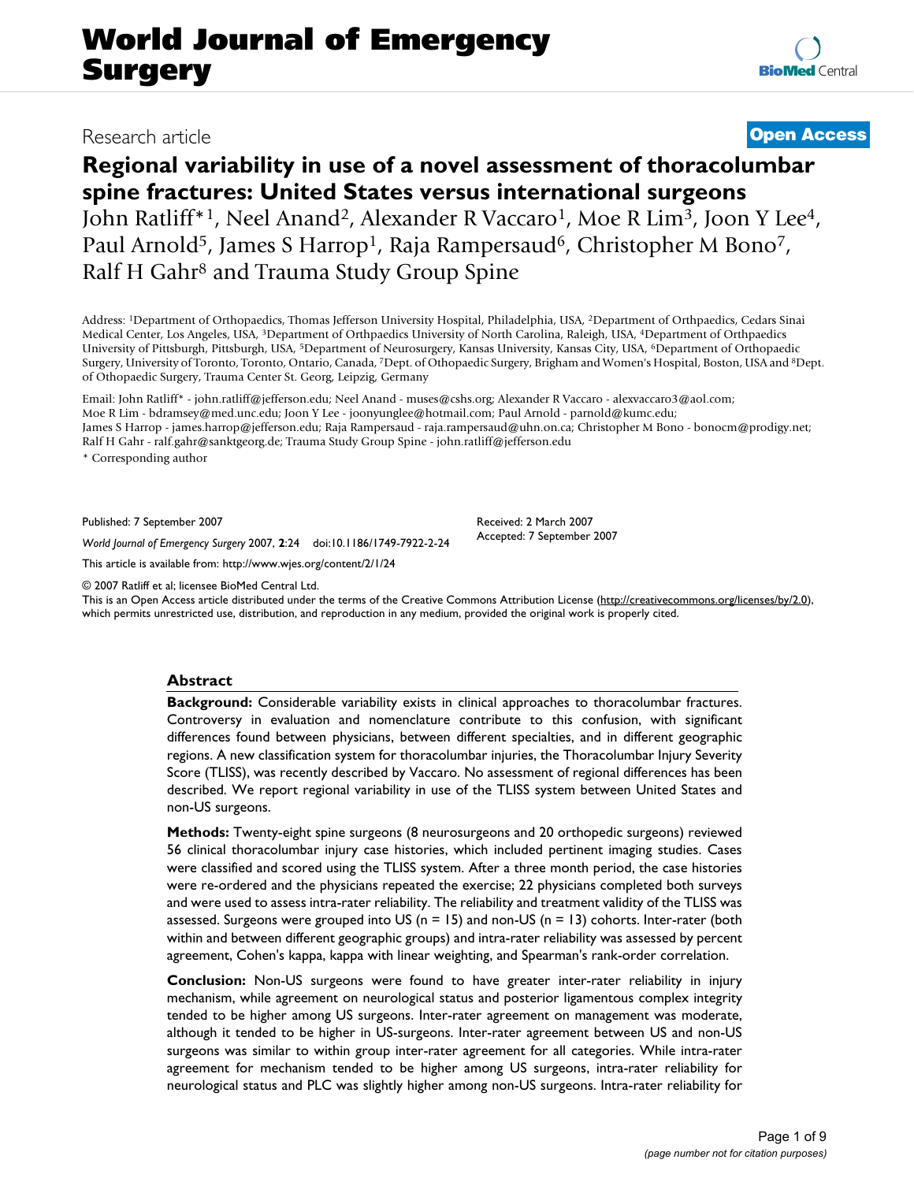# World Journal of Emergency Surgery

Research article **Open Access**

# Regional variability in use of a novel assessment of thoracolumbar spine fractures: United States versus international surgeons

John Ratliff*[1], Neel Anand[2], Alexander R Vaccaro[1], Moe R Lim[3], Joon Y Lee[4], Paul Arnold[5], James S Harrop[1], Raja Rampersaud[6], Christopher M Bono[7], Ralf H Gahr[8] and Trauma Study Group Spine

Address: [1]Department of Orthopaedics, Thomas Jefferson University Hospital, Philadelphia, USA, [2]Department of Orthpaedics, Cedars Sinai Medical Center, Los Angeles, USA, [3]Department of Orthpaedics University of North Carolina, Raleigh, USA, [4]Department of Orthpaedics University of Pittsburgh, Pittsburgh, USA, [5]Department of Neurosurgery, Kansas University, Kansas City, USA, [6]Department of Orthopaedic Surgery, University of Toronto, Toronto, Ontario, Canada, [7]Dept. of Othopaedic Surgery, Brigham and Women's Hospital, Boston, USA and [8]Dept. of Othopaedic Surgery, Trauma Center St. Georg, Leipzig, Germany

Email: John Ratliff* - john.ratliff@jefferson.edu; Neel Anand - muses@cshs.org; Alexander R Vaccaro - alexvaccaro3@aol.com; Moe R Lim - bdramsey@med.unc.edu; Joon Y Lee - joonyunglee@hotmail.com; Paul Arnold - parnold@kumc.edu; James S Harrop - james.harrop@jefferson.edu; Raja Rampersaud - raja.rampersaud@uhn.on.ca; Christopher M Bono - bonocm@prodigy.net; Ralf H Gahr - ralf.gahr@sanktgeorg.de; Trauma Study Group Spine - john.ratliff@jefferson.edu

\* Corresponding author

Published: 7 September 2007

*World Journal of Emergency Surgery* 2007, **2**:24 doi:10.1186/1749-7922-2-24

Received: 2 March 2007
Accepted: 7 September 2007

This article is available from: http://www.wjes.org/content/2/1/24

© 2007 Ratliff et al; licensee BioMed Central Ltd.
This is an Open Access article distributed under the terms of the Creative Commons Attribution License (http://creativecommons.org/licenses/by/2.0), which permits unrestricted use, distribution, and reproduction in any medium, provided the original work is properly cited.

## Abstract

**Background:** Considerable variability exists in clinical approaches to thoracolumbar fractures. Controversy in evaluation and nomenclature contribute to this confusion, with significant differences found between physicians, between different specialties, and in different geographic regions. A new classification system for thoracolumbar injuries, the Thoracolumbar Injury Severity Score (TLISS), was recently described by Vaccaro. No assessment of regional differences has been described. We report regional variability in use of the TLISS system between United States and non-US surgeons.

**Methods:** Twenty-eight spine surgeons (8 neurosurgeons and 20 orthopedic surgeons) reviewed 56 clinical thoracolumbar injury case histories, which included pertinent imaging studies. Cases were classified and scored using the TLISS system. After a three month period, the case histories were re-ordered and the physicians repeated the exercise; 22 physicians completed both surveys and were used to assess intra-rater reliability. The reliability and treatment validity of the TLISS was assessed. Surgeons were grouped into US (n = 15) and non-US (n = 13) cohorts. Inter-rater (both within and between different geographic groups) and intra-rater reliability was assessed by percent agreement, Cohen's kappa, kappa with linear weighting, and Spearman's rank-order correlation.

**Conclusion:** Non-US surgeons were found to have greater inter-rater reliability in injury mechanism, while agreement on neurological status and posterior ligamentous complex integrity tended to be higher among US surgeons. Inter-rater agreement on management was moderate, although it tended to be higher in US-surgeons. Inter-rater agreement between US and non-US surgeons was similar to within group inter-rater agreement for all categories. While intra-rater agreement for mechanism tended to be higher among US surgeons, intra-rater reliability for neurological status and PLC was slightly higher among non-US surgeons. Intra-rater reliability for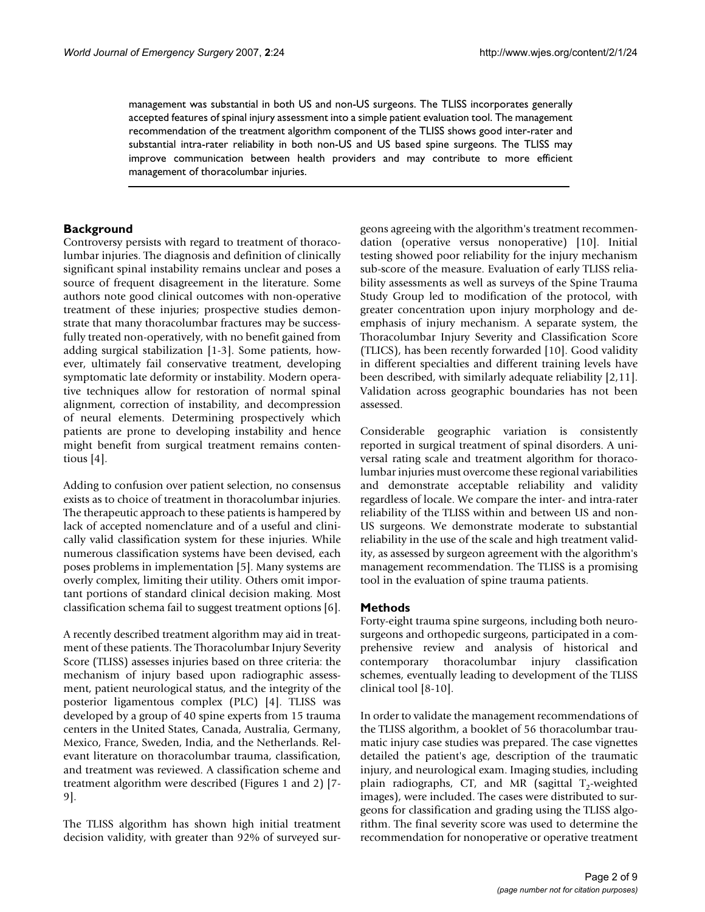management was substantial in both US and non-US surgeons. The TLISS incorporates generally accepted features of spinal injury assessment into a simple patient evaluation tool. The management recommendation of the treatment algorithm component of the TLISS shows good inter-rater and substantial intra-rater reliability in both non-US and US based spine surgeons. The TLISS may improve communication between health providers and may contribute to more efficient management of thoracolumbar injuries.

## Background

Controversy persists with regard to treatment of thoracolumbar injuries. The diagnosis and definition of clinically significant spinal instability remains unclear and poses a source of frequent disagreement in the literature. Some authors note good clinical outcomes with non-operative treatment of these injuries; prospective studies demonstrate that many thoracolumbar fractures may be successfully treated non-operatively, with no benefit gained from adding surgical stabilization [1-3]. Some patients, however, ultimately fail conservative treatment, developing symptomatic late deformity or instability. Modern operative techniques allow for restoration of normal spinal alignment, correction of instability, and decompression of neural elements. Determining prospectively which patients are prone to developing instability and hence might benefit from surgical treatment remains contentious [4].

Adding to confusion over patient selection, no consensus exists as to choice of treatment in thoracolumbar injuries. The therapeutic approach to these patients is hampered by lack of accepted nomenclature and of a useful and clinically valid classification system for these injuries. While numerous classification systems have been devised, each poses problems in implementation [5]. Many systems are overly complex, limiting their utility. Others omit important portions of standard clinical decision making. Most classification schema fail to suggest treatment options [6].

A recently described treatment algorithm may aid in treatment of these patients. The Thoracolumbar Injury Severity Score (TLISS) assesses injuries based on three criteria: the mechanism of injury based upon radiographic assessment, patient neurological status, and the integrity of the posterior ligamentous complex (PLC) [4]. TLISS was developed by a group of 40 spine experts from 15 trauma centers in the United States, Canada, Australia, Germany, Mexico, France, Sweden, India, and the Netherlands. Relevant literature on thoracolumbar trauma, classification, and treatment was reviewed. A classification scheme and treatment algorithm were described (Figures 1 and 2) [7-9].

The TLISS algorithm has shown high initial treatment decision validity, with greater than 92% of surveyed surgeons agreeing with the algorithm's treatment recommendation (operative versus nonoperative) [10]. Initial testing showed poor reliability for the injury mechanism sub-score of the measure. Evaluation of early TLISS reliability assessments as well as surveys of the Spine Trauma Study Group led to modification of the protocol, with greater concentration upon injury morphology and de-emphasis of injury mechanism. A separate system, the Thoracolumbar Injury Severity and Classification Score (TLICS), has been recently forwarded [10]. Good validity in different specialties and different training levels have been described, with similarly adequate reliability [2,11]. Validation across geographic boundaries has not been assessed.

Considerable geographic variation is consistently reported in surgical treatment of spinal disorders. A universal rating scale and treatment algorithm for thoracolumbar injuries must overcome these regional variabilities and demonstrate acceptable reliability and validity regardless of locale. We compare the inter- and intra-rater reliability of the TLISS within and between US and non-US surgeons. We demonstrate moderate to substantial reliability in the use of the scale and high treatment validity, as assessed by surgeon agreement with the algorithm's management recommendation. The TLISS is a promising tool in the evaluation of spine trauma patients.

## Methods

Forty-eight trauma spine surgeons, including both neurosurgeons and orthopedic surgeons, participated in a comprehensive review and analysis of historical and contemporary thoracolumbar injury classification schemes, eventually leading to development of the TLISS clinical tool [8-10].

In order to validate the management recommendations of the TLISS algorithm, a booklet of 56 thoracolumbar traumatic injury case studies was prepared. The case vignettes detailed the patient's age, description of the traumatic injury, and neurological exam. Imaging studies, including plain radiographs, CT, and MR (sagittal $T_2$-weighted images), were included. The cases were distributed to surgeons for classification and grading using the TLISS algorithm. The final severity score was used to determine the recommendation for nonoperative or operative treatment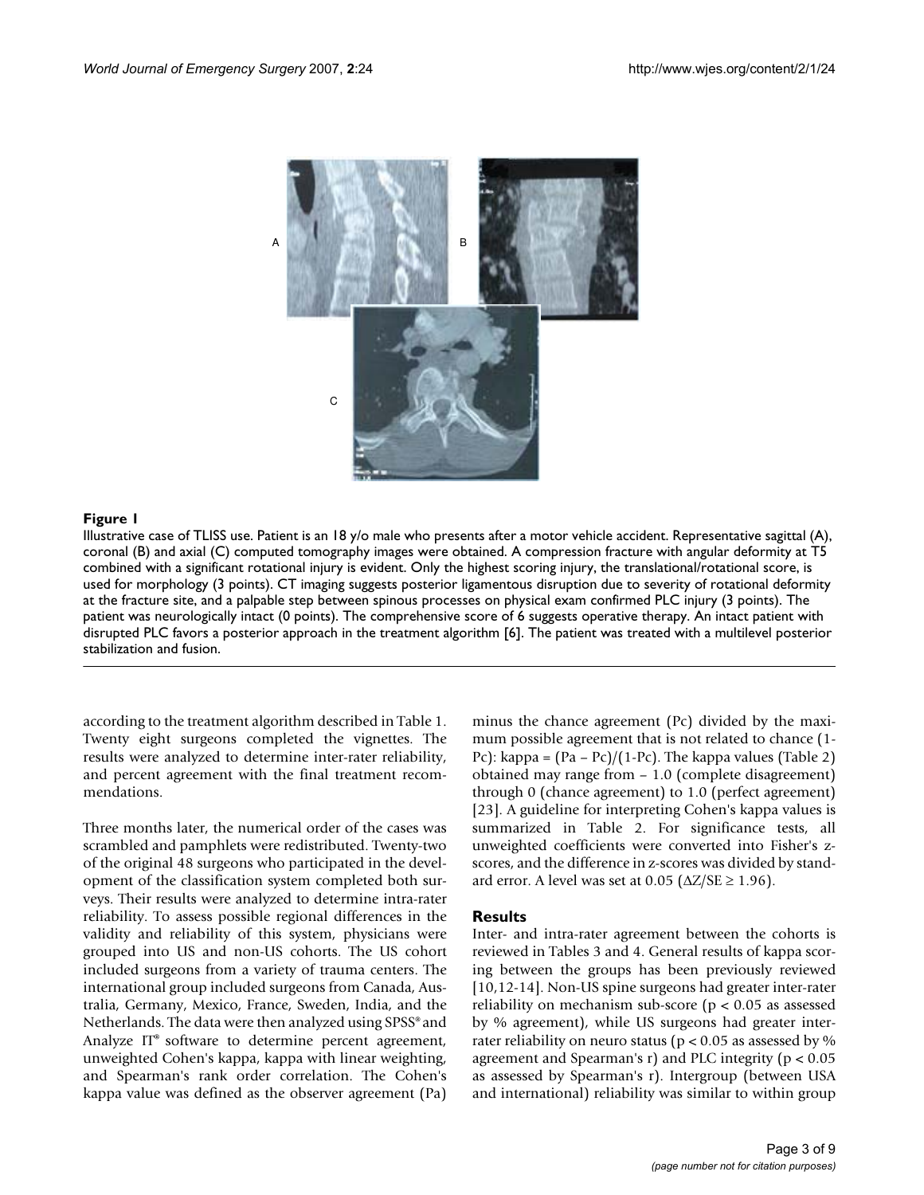**Figure 1**

Illustrative case of TLISS use. Patient is an 18 y/o male who presents after a motor vehicle accident. Representative sagittal (A), coronal (B) and axial (C) computed tomography images were obtained. A compression fracture with angular deformity at T5 combined with a significant rotational injury is evident. Only the highest scoring injury, the translational/rotational score, is used for morphology (3 points). CT imaging suggests posterior ligamentous disruption due to severity of rotational deformity at the fracture site, and a palpable step between spinous processes on physical exam confirmed PLC injury (3 points). The patient was neurologically intact (0 points). The comprehensive score of 6 suggests operative therapy. An intact patient with disrupted PLC favors a posterior approach in the treatment algorithm [6]. The patient was treated with a multilevel posterior stabilization and fusion.

according to the treatment algorithm described in Table 1. Twenty eight surgeons completed the vignettes. The results were analyzed to determine inter-rater reliability, and percent agreement with the final treatment recommendations.

Three months later, the numerical order of the cases was scrambled and pamphlets were redistributed. Twenty-two of the original 48 surgeons who participated in the development of the classification system completed both surveys. Their results were analyzed to determine intra-rater reliability. To assess possible regional differences in the validity and reliability of this system, physicians were grouped into US and non-US cohorts. The US cohort included surgeons from a variety of trauma centers. The international group included surgeons from Canada, Australia, Germany, Mexico, France, Sweden, India, and the Netherlands. The data were then analyzed using SPSS® and Analyze IT® software to determine percent agreement, unweighted Cohen's kappa, kappa with linear weighting, and Spearman's rank order correlation. The Cohen's kappa value was defined as the observer agreement (Pa) minus the chance agreement (Pc) divided by the maximum possible agreement that is not related to chance (1-Pc): kappa = (Pa – Pc)/(1-Pc). The kappa values (Table 2) obtained may range from – 1.0 (complete disagreement) through 0 (chance agreement) to 1.0 (perfect agreement) [23]. A guideline for interpreting Cohen's kappa values is summarized in Table 2. For significance tests, all unweighted coefficients were converted into Fisher's z-scores, and the difference in z-scores was divided by standard error. A level was set at 0.05 ($\Delta Z/SE \geq 1.96$).

## Results

Inter- and intra-rater agreement between the cohorts is reviewed in Tables 3 and 4. General results of kappa scoring between the groups has been previously reviewed [10,12-14]. Non-US spine surgeons had greater inter-rater reliability on mechanism sub-score ($p < 0.05$ as assessed by % agreement), while US surgeons had greater inter-rater reliability on neuro status ($p < 0.05$ as assessed by % agreement and Spearman's r) and PLC integrity ($p < 0.05$ as assessed by Spearman's r). Intergroup (between USA and international) reliability was similar to within group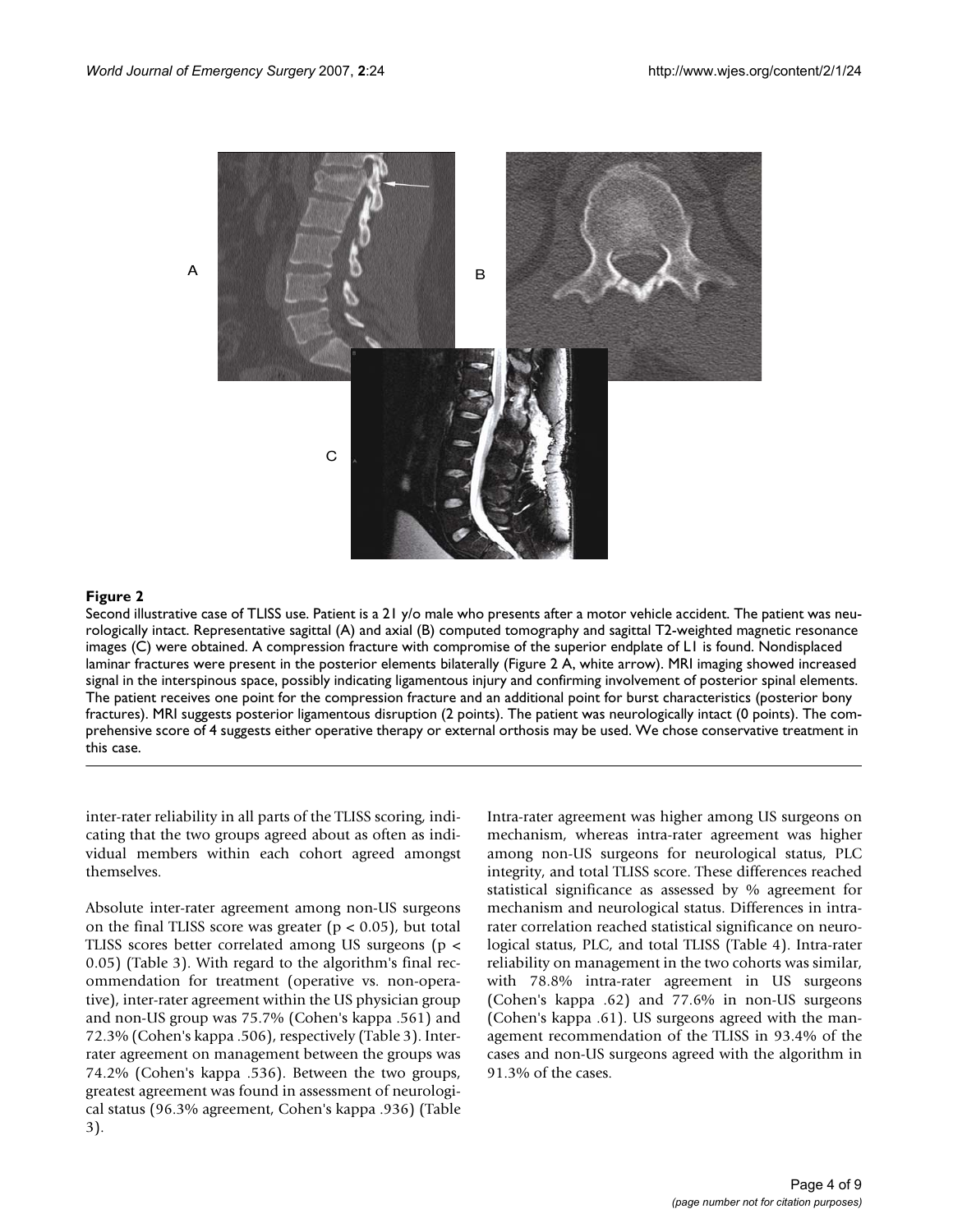**Figure 2**

Second illustrative case of TLISS use. Patient is a 21 y/o male who presents after a motor vehicle accident. The patient was neurologically intact. Representative sagittal (A) and axial (B) computed tomography and sagittal T2-weighted magnetic resonance images (C) were obtained. A compression fracture with compromise of the superior endplate of L1 is found. Nondisplaced laminar fractures were present in the posterior elements bilaterally (Figure 2 A, white arrow). MRI imaging showed increased signal in the interspinous space, possibly indicating ligamentous injury and confirming involvement of posterior spinal elements. The patient receives one point for the compression fracture and an additional point for burst characteristics (posterior bony fractures). MRI suggests posterior ligamentous disruption (2 points). The patient was neurologically intact (0 points). The comprehensive score of 4 suggests either operative therapy or external orthosis may be used. We chose conservative treatment in this case.

inter-rater reliability in all parts of the TLISS scoring, indicating that the two groups agreed about as often as individual members within each cohort agreed amongst themselves.

Absolute inter-rater agreement among non-US surgeons on the final TLISS score was greater ($p < 0.05$), but total TLISS scores better correlated among US surgeons ($p < 0.05$) (Table 3). With regard to the algorithm's final recommendation for treatment (operative vs. non-operative), inter-rater agreement within the US physician group and non-US group was 75.7% (Cohen's kappa .561) and 72.3% (Cohen's kappa .506), respectively (Table 3). Inter-rater agreement on management between the groups was 74.2% (Cohen's kappa .536). Between the two groups, greatest agreement was found in assessment of neurological status (96.3% agreement, Cohen's kappa .936) (Table 3).

Intra-rater agreement was higher among US surgeons on mechanism, whereas intra-rater agreement was higher among non-US surgeons for neurological status, PLC integrity, and total TLISS score. These differences reached statistical significance as assessed by % agreement for mechanism and neurological status. Differences in intra-rater correlation reached statistical significance on neurological status, PLC, and total TLISS (Table 4). Intra-rater reliability on management in the two cohorts was similar, with 78.8% intra-rater agreement in US surgeons (Cohen's kappa .62) and 77.6% in non-US surgeons (Cohen's kappa .61). US surgeons agreed with the management recommendation of the TLISS in 93.4% of the cases and non-US surgeons agreed with the algorithm in 91.3% of the cases.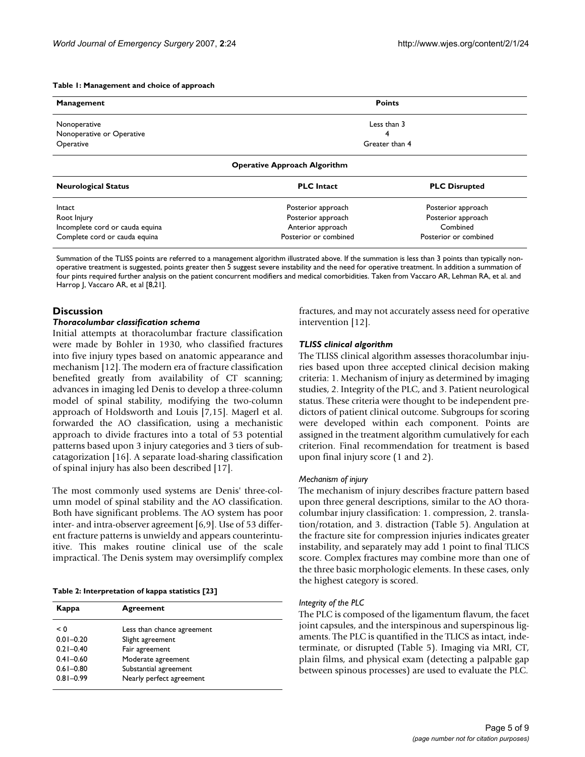**Table 1: Management and choice of approach**

| Management | Points | |
|---|---|---|
| Nonoperative | Less than 3 | |
| Nonoperative or Operative | 4 | |
| Operative | Greater than 4 | |
| **Operative Approach Algorithm** | | |
| **Neurological Status** | **PLC Intact** | **PLC Disrupted** |
| Intact | Posterior approach | Posterior approach |
| Root Injury | Posterior approach | Posterior approach |
| Incomplete cord or cauda equina | Anterior approach | Combined |
| Complete cord or cauda equina | Posterior or combined | Posterior or combined |

Summation of the TLISS points are referred to a management algorithm illustrated above. If the summation is less than 3 points than typically non-operative treatment is suggested, points greater then 5 suggest severe instability and the need for operative treatment. In addition a summation of four pints required further analysis on the patient concurrent modifiers and medical comorbidities. Taken from Vaccaro AR, Lehman RA, et al. and Harrop J, Vaccaro AR, et al [8,21].

## Discussion

### *Thoracolumbar classification schema*

Initial attempts at thoracolumbar fracture classification were made by Bohler in 1930, who classified fractures into five injury types based on anatomic appearance and mechanism [12]. The modern era of fracture classification benefited greatly from availability of CT scanning; advances in imaging led Denis to develop a three-column model of spinal stability, modifying the two-column approach of Holdsworth and Louis [7,15]. Magerl et al. forwarded the AO classification, using a mechanistic approach to divide fractures into a total of 53 potential patterns based upon 3 injury categories and 3 tiers of subcatagorization [16]. A separate load-sharing classification of spinal injury has also been described [17].

The most commonly used systems are Denis' three-column model of spinal stability and the AO classification. Both have significant problems. The AO system has poor inter- and intra-observer agreement [6,9]. Use of 53 different fracture patterns is unwieldy and appears counterintuitive. This makes routine clinical use of the scale impractical. The Denis system may oversimplify complex fractures, and may not accurately assess need for operative intervention [12].

**Table 2: Interpretation of kappa statistics [23]**

| Kappa | Agreement |
|---|---|
| < 0 | Less than chance agreement |
| 0.01–0.20 | Slight agreement |
| 0.21–0.40 | Fair agreement |
| 0.41–0.60 | Moderate agreement |
| 0.61–0.80 | Substantial agreement |
| 0.81–0.99 | Nearly perfect agreement |

### *TLISS clinical algorithm*

The TLISS clinical algorithm assesses thoracolumbar injuries based upon three accepted clinical decision making criteria: 1. Mechanism of injury as determined by imaging studies, 2. Integrity of the PLC, and 3. Patient neurological status. These criteria were thought to be independent predictors of patient clinical outcome. Subgroups for scoring were developed within each component. Points are assigned in the treatment algorithm cumulatively for each criterion. Final recommendation for treatment is based upon final injury score (1 and 2).

#### *Mechanism of injury*

The mechanism of injury describes fracture pattern based upon three general descriptions, similar to the AO thoracolumbar injury classification: 1. compression, 2. translation/rotation, and 3. distraction (Table 5). Angulation at the fracture site for compression injuries indicates greater instability, and separately may add 1 point to final TLICS score. Complex fractures may combine more than one of the three basic morphologic elements. In these cases, only the highest category is scored.

#### *Integrity of the PLC*

The PLC is composed of the ligamentum flavum, the facet joint capsules, and the interspinous and superspinous ligaments. The PLC is quantified in the TLICS as intact, indeterminate, or disrupted (Table 5). Imaging via MRI, CT, plain films, and physical exam (detecting a palpable gap between spinous processes) are used to evaluate the PLC.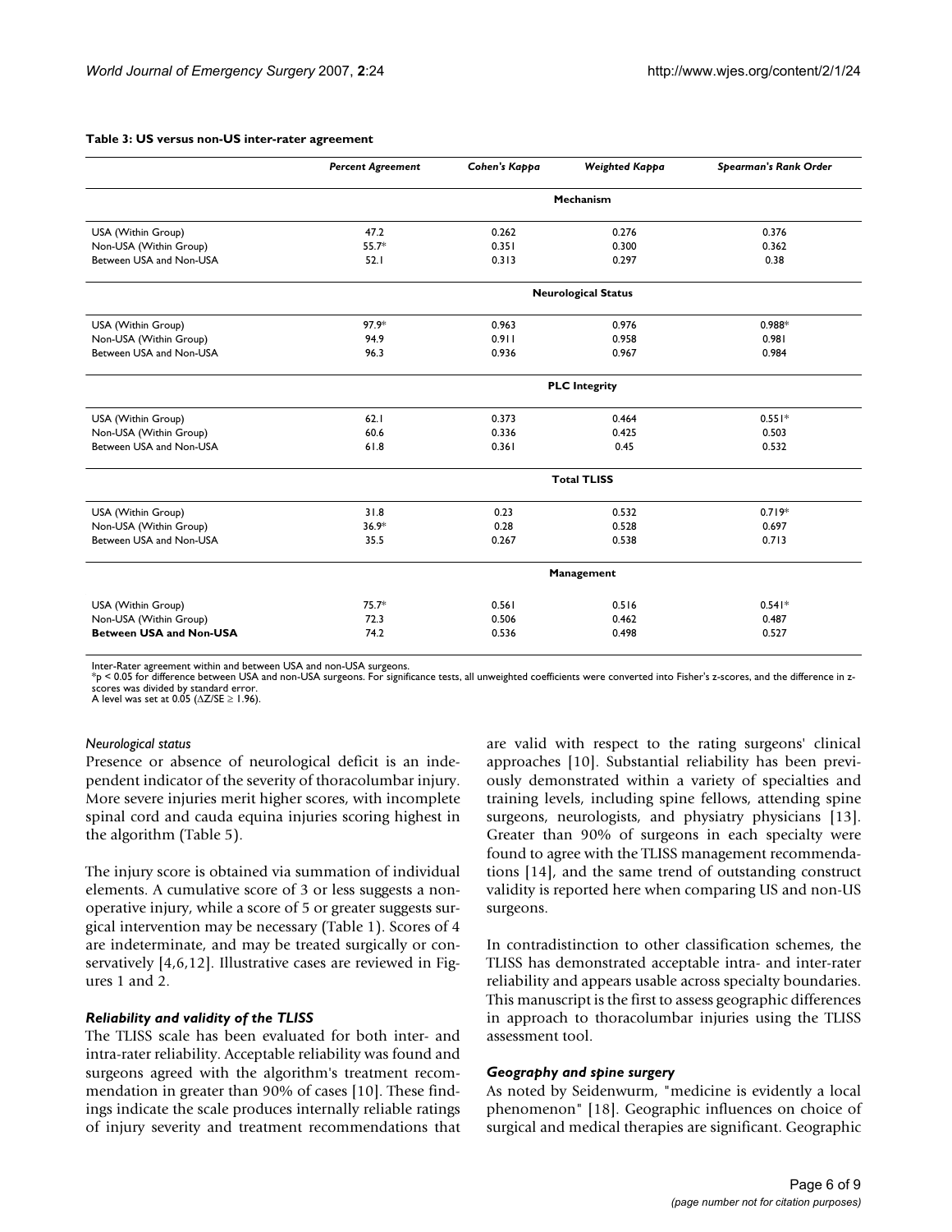**Table 3: US versus non-US inter-rater agreement**

| | *Percent Agreement* | *Cohen's Kappa* | *Weighted Kappa* | *Spearman's Rank Order* |
|---|---|---|---|---|
| | | | **Mechanism** | |
| USA (Within Group) | 47.2 | 0.262 | 0.276 | 0.376 |
| Non-USA (Within Group) | 55.7* | 0.351 | 0.300 | 0.362 |
| Between USA and Non-USA | 52.1 | 0.313 | 0.297 | 0.38 |
| | | | **Neurological Status** | |
| USA (Within Group) | 97.9* | 0.963 | 0.976 | 0.988* |
| Non-USA (Within Group) | 94.9 | 0.911 | 0.958 | 0.981 |
| Between USA and Non-USA | 96.3 | 0.936 | 0.967 | 0.984 |
| | | | **PLC Integrity** | |
| USA (Within Group) | 62.1 | 0.373 | 0.464 | 0.551* |
| Non-USA (Within Group) | 60.6 | 0.336 | 0.425 | 0.503 |
| Between USA and Non-USA | 61.8 | 0.361 | 0.45 | 0.532 |
| | | | **Total TLISS** | |
| USA (Within Group) | 31.8 | 0.23 | 0.532 | 0.719* |
| Non-USA (Within Group) | 36.9* | 0.28 | 0.528 | 0.697 |
| Between USA and Non-USA | 35.5 | 0.267 | 0.538 | 0.713 |
| | | | **Management** | |
| USA (Within Group) | 75.7* | 0.561 | 0.516 | 0.541* |
| Non-USA (Within Group) | 72.3 | 0.506 | 0.462 | 0.487 |
| **Between USA and Non-USA** | 74.2 | 0.536 | 0.498 | 0.527 |

Inter-Rater agreement within and between USA and non-USA surgeons.
*$p < 0.05$ for difference between USA and non-USA surgeons. For significance tests, all unweighted coefficients were converted into Fisher's z-scores, and the difference in z-scores was divided by standard error.
A level was set at 0.05 ($\Delta Z/SE \geq 1.96$).

*Neurological status*

Presence or absence of neurological deficit is an independent indicator of the severity of thoracolumbar injury. More severe injuries merit higher scores, with incomplete spinal cord and cauda equina injuries scoring highest in the algorithm (Table 5).

The injury score is obtained via summation of individual elements. A cumulative score of 3 or less suggests a non-operative injury, while a score of 5 or greater suggests surgical intervention may be necessary (Table 1). Scores of 4 are indeterminate, and may be treated surgically or conservatively [4,6,12]. Illustrative cases are reviewed in Figures 1 and 2.

### *Reliability and validity of the TLISS*

The TLISS scale has been evaluated for both inter- and intra-rater reliability. Acceptable reliability was found and surgeons agreed with the algorithm's treatment recommendation in greater than 90% of cases [10]. These findings indicate the scale produces internally reliable ratings of injury severity and treatment recommendations that are valid with respect to the rating surgeons' clinical approaches [10]. Substantial reliability has been previously demonstrated within a variety of specialties and training levels, including spine fellows, attending spine surgeons, neurologists, and physiatry physicians [13]. Greater than 90% of surgeons in each specialty were found to agree with the TLISS management recommendations [14], and the same trend of outstanding construct validity is reported here when comparing US and non-US surgeons.

In contradistinction to other classification schemes, the TLISS has demonstrated acceptable intra- and inter-rater reliability and appears usable across specialty boundaries. This manuscript is the first to assess geographic differences in approach to thoracolumbar injuries using the TLISS assessment tool.

### *Geography and spine surgery*

As noted by Seidenwurm, "medicine is evidently a local phenomenon" [18]. Geographic influences on choice of surgical and medical therapies are significant. Geographic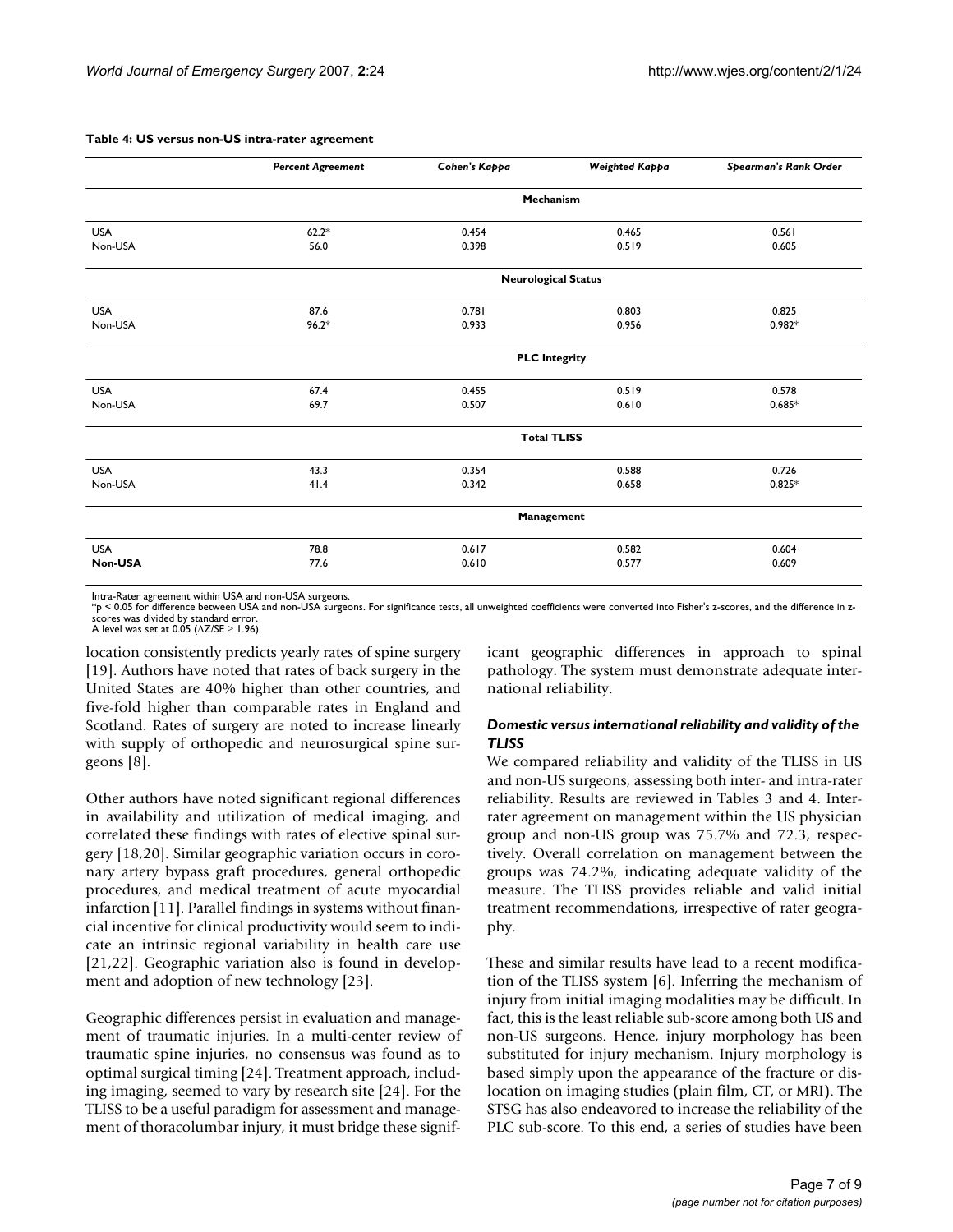**Table 4: US versus non-US intra-rater agreement**

| | *Percent Agreement* | *Cohen's Kappa* | *Weighted Kappa* | *Spearman's Rank Order* |
|---|---|---|---|---|
| | | **Mechanism** | | |
| USA | 62.2* | 0.454 | 0.465 | 0.561 |
| Non-USA | 56.0 | 0.398 | 0.519 | 0.605 |
| | | **Neurological Status** | | |
| USA | 87.6 | 0.781 | 0.803 | 0.825 |
| Non-USA | 96.2* | 0.933 | 0.956 | 0.982* |
| | | **PLC Integrity** | | |
| USA | 67.4 | 0.455 | 0.519 | 0.578 |
| Non-USA | 69.7 | 0.507 | 0.610 | 0.685* |
| | | **Total TLISS** | | |
| USA | 43.3 | 0.354 | 0.588 | 0.726 |
| Non-USA | 41.4 | 0.342 | 0.658 | 0.825* |
| | | **Management** | | |
| USA | 78.8 | 0.617 | 0.582 | 0.604 |
| **Non-USA** | 77.6 | 0.610 | 0.577 | 0.609 |

Intra-Rater agreement within USA and non-USA surgeons.
*p < 0.05 for difference between USA and non-USA surgeons. For significance tests, all unweighted coefficients were converted into Fisher's z-scores, and the difference in z-scores was divided by standard error.
A level was set at 0.05 ($\Delta Z/SE \geq 1.96$).

location consistently predicts yearly rates of spine surgery [19]. Authors have noted that rates of back surgery in the United States are 40% higher than other countries, and five-fold higher than comparable rates in England and Scotland. Rates of surgery are noted to increase linearly with supply of orthopedic and neurosurgical spine surgeons [8].

Other authors have noted significant regional differences in availability and utilization of medical imaging, and correlated these findings with rates of elective spinal surgery [18,20]. Similar geographic variation occurs in coronary artery bypass graft procedures, general orthopedic procedures, and medical treatment of acute myocardial infarction [11]. Parallel findings in systems without financial incentive for clinical productivity would seem to indicate an intrinsic regional variability in health care use [21,22]. Geographic variation also is found in development and adoption of new technology [23].

Geographic differences persist in evaluation and management of traumatic injuries. In a multi-center review of traumatic spine injuries, no consensus was found as to optimal surgical timing [24]. Treatment approach, including imaging, seemed to vary by research site [24]. For the TLISS to be a useful paradigm for assessment and management of thoracolumbar injury, it must bridge these significant geographic differences in approach to spinal pathology. The system must demonstrate adequate international reliability.

### *Domestic versus international reliability and validity of the TLISS*

We compared reliability and validity of the TLISS in US and non-US surgeons, assessing both inter- and intra-rater reliability. Results are reviewed in Tables 3 and 4. Inter-rater agreement on management within the US physician group and non-US group was 75.7% and 72.3, respectively. Overall correlation on management between the groups was 74.2%, indicating adequate validity of the measure. The TLISS provides reliable and valid initial treatment recommendations, irrespective of rater geography.

These and similar results have lead to a recent modification of the TLISS system [6]. Inferring the mechanism of injury from initial imaging modalities may be difficult. In fact, this is the least reliable sub-score among both US and non-US surgeons. Hence, injury morphology has been substituted for injury mechanism. Injury morphology is based simply upon the appearance of the fracture or dislocation on imaging studies (plain film, CT, or MRI). The STSG has also endeavored to increase the reliability of the PLC sub-score. To this end, a series of studies have been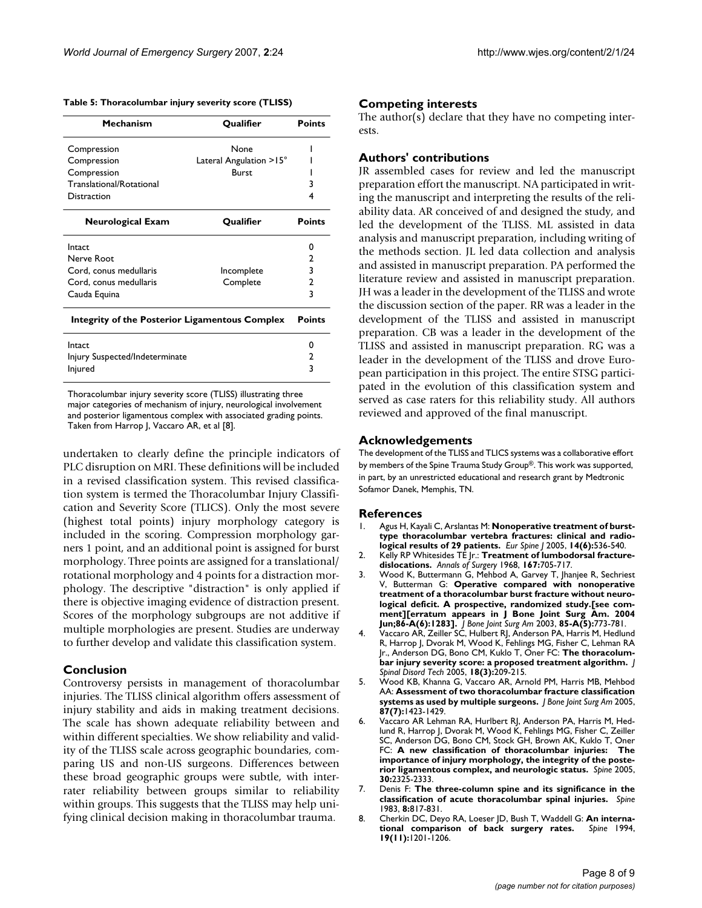**Table 5: Thoracolumbar injury severity score (TLISS)**

| Mechanism | Qualifier | Points |
|---|---|---|
| Compression | None | 1 |
| Compression | Lateral Angulation >15° | 1 |
| Compression | Burst | 1 |
| Translational/Rotational | | 3 |
| Distraction | | 4 |
| **Neurological Exam** | **Qualifier** | **Points** |
| Intact | | 0 |
| Nerve Root | | 2 |
| Cord, conus medullaris | Incomplete | 3 |
| Cord, conus medullaris | Complete | 2 |
| Cauda Equina | | 3 |
| **Integrity of the Posterior Ligamentous Complex** | | **Points** |
| Intact | | 0 |
| Injury Suspected/Indeterminate | | 2 |
| Injured | | 3 |

Thoracolumbar injury severity score (TLISS) illustrating three major categories of mechanism of injury, neurological involvement and posterior ligamentous complex with associated grading points. Taken from Harrop J, Vaccaro AR, et al [8].

undertaken to clearly define the principle indicators of PLC disruption on MRI. These definitions will be included in a revised classification system. This revised classification system is termed the Thoracolumbar Injury Classification and Severity Score (TLICS). Only the most severe (highest total points) injury morphology category is included in the scoring. Compression morphology garners 1 point, and an additional point is assigned for burst morphology. Three points are assigned for a translational/ rotational morphology and 4 points for a distraction morphology. The descriptive "distraction" is only applied if there is objective imaging evidence of distraction present. Scores of the morphology subgroups are not additive if multiple morphologies are present. Studies are underway to further develop and validate this classification system.

## Conclusion

Controversy persists in management of thoracolumbar injuries. The TLISS clinical algorithm offers assessment of injury stability and aids in making treatment decisions. The scale has shown adequate reliability between and within different specialties. We show reliability and validity of the TLISS scale across geographic boundaries, comparing US and non-US surgeons. Differences between these broad geographic groups were subtle, with inter-rater reliability between groups similar to reliability within groups. This suggests that the TLISS may help unifying clinical decision making in thoracolumbar trauma.

## Competing interests

The author(s) declare that they have no competing interests.

## Authors' contributions

JR assembled cases for review and led the manuscript preparation effort the manuscript. NA participated in writing the manuscript and interpreting the results of the reliability data. AR conceived of and designed the study, and led the development of the TLISS. ML assisted in data analysis and manuscript preparation, including writing of the methods section. JL led data collection and analysis and assisted in manuscript preparation. PA performed the literature review and assisted in manuscript preparation. JH was a leader in the development of the TLISS and wrote the discussion section of the paper. RR was a leader in the development of the TLISS and assisted in manuscript preparation. CB was a leader in the development of the TLISS and assisted in manuscript preparation. RG was a leader in the development of the TLISS and drove European participation in this project. The entire STSG participated in the evolution of this classification system and served as case raters for this reliability study. All authors reviewed and approved of the final manuscript.

## Acknowledgements

The development of the TLISS and TLICS systems was a collaborative effort by members of the Spine Trauma Study Group®. This work was supported, in part, by an unrestricted educational and research grant by Medtronic Sofamor Danek, Memphis, TN.

## References

1. Agus H, Kayali C, Arslantas M: **Nonoperative treatment of burst-type thoracolumbar vertebra fractures: clinical and radiological results of 29 patients.** *Eur Spine J* 2005, **14(6):**536-540.
2. Kelly RP Whitesides TE Jr.: **Treatment of lumbodorsal fracture-dislocations.** *Annals of Surgery* 1968, **167:**705-717.
3. Wood K, Buttermann G, Mehbod A, Garvey T, Jhanjee R, Sechriest V, Butterman G: **Operative compared with nonoperative treatment of a thoracolumbar burst fracture without neurological deficit. A prospective, randomized study.[see comment][erratum appears in J Bone Joint Surg Am. 2004 Jun;86-A(6):1283].** *J Bone Joint Surg Am* 2003, **85-A(5):**773-781.
4. Vaccaro AR, Zeiller SC, Hulbert RJ, Anderson PA, Harris M, Hedlund R, Harrop J, Dvorak M, Wood K, Fehlings MG, Fisher C, Lehman RA Jr., Anderson DG, Bono CM, Kuklo T, Oner FC: **The thoracolumbar injury severity score: a proposed treatment algorithm.** *J Spinal Disord Tech* 2005, **18(3):**209-215.
5. Wood KB, Khanna G, Vaccaro AR, Arnold PM, Harris MB, Mehbod AA: **Assessment of two thoracolumbar fracture classification systems as used by multiple surgeons.** *J Bone Joint Surg Am* 2005, **87(7):**1423-1429.
6. Vaccaro AR Lehman RA, Hurlbert RJ, Anderson PA, Harris M, Hedlund R, Harrop J, Dvorak M, Wood K, Fehlings MG, Fisher C, Zeiller SC, Anderson DG, Bono CM, Stock GH, Brown AK, Kuklo T, Oner FC: **A new classification of thoracolumbar injuries: The importance of injury morphology, the integrity of the posterior ligamentous complex, and neurologic status.** *Spine* 2005, **30:**2325-2333.
7. Denis F: **The three-column spine and its significance in the classification of acute thoracolumbar spinal injuries.** *Spine* 1983, **8:**817-831.
8. Cherkin DC, Deyo RA, Loeser JD, Bush T, Waddell G: **An international comparison of back surgery rates.** *Spine* 1994, **19(11):**1201-1206.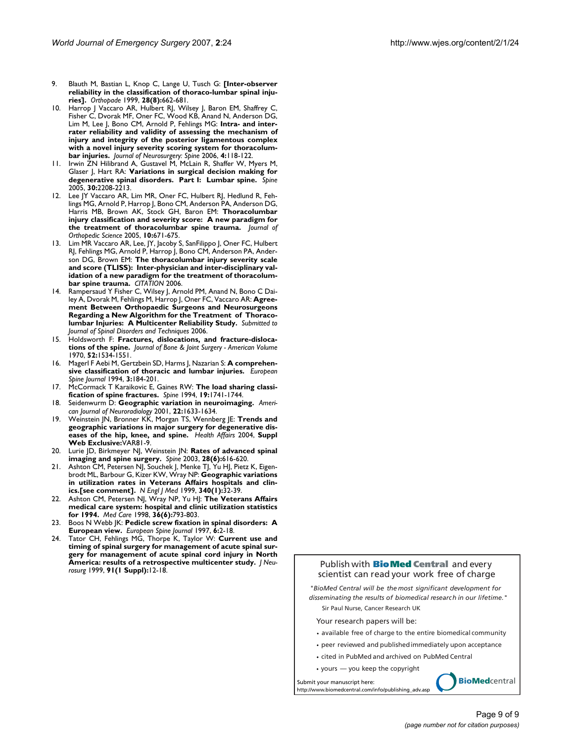9. Blauth M, Bastian L, Knop C, Lange U, Tusch G: **[Inter-observer reliability in the classification of thoraco-lumbar spinal injuries].** *Orthopade* 1999, **28(8):**662-681.
10. Harrop J Vaccaro AR, Hulbert RJ, Wilsey J, Baron EM, Shaffrey C, Fisher C, Dvorak MF, Oner FC, Wood KB, Anand N, Anderson DG, Lim M, Lee J, Bono CM, Arnold P, Fehlings MG: **Intra- and inter-rater reliability and validity of assessing the mechanism of injury and integrity of the posterior ligamentous complex with a novel injury severity scoring system for thoracolumbar injuries.** *Journal of Neurosurgery: Spine* 2006, **4:**118-122.
11. Irwin ZN Hilibrand A, Gustavel M, McLain R, Shaffer W, Myers M, Glaser J, Hart RA: **Variations in surgical decision making for degenerative spinal disorders. Part I: Lumbar spine.** *Spine* 2005, **30:**2208-2213.
12. Lee JY Vaccaro AR, Lim MR, Oner FC, Hulbert RJ, Hedlund R, Fehlings MG, Arnold P, Harrop J, Bono CM, Anderson PA, Anderson DG, Harris MB, Brown AK, Stock GH, Baron EM: **Thoracolumbar injury classification and severity score: A new paradigm for the treatment of thoracolumbar spine trauma.** *Journal of Orthopedic Science* 2005, **10:**671-675.
13. Lim MR Vaccaro AR, Lee, JY, Jacoby S, SanFilippo J, Oner FC, Hulbert RJ, Fehlings MG, Arnold P, Harrop J, Bono CM, Anderson PA, Anderson DG, Brown EM: **The thoracolumbar injury severity scale and score (TLISS): Inter-physician and inter-disciplinary validation of a new paradigm for the treatment of thoracolumbar spine trauma.** *CITATION* 2006.
14. Rampersaud Y Fisher C, Wilsey J, Arnold PM, Anand N, Bono C Dailey A, Dvorak M, Fehlings M, Harrop J, Oner FC, Vaccaro AR: **Agreement Between Orthopaedic Surgeons and Neurosurgeons Regarding a New Algorithm for the Treatment of Thoracolumbar Injuries: A Multicenter Reliability Study.** *Submitted to Journal of Spinal Disorders and Techniques* 2006.
15. Holdsworth F: **Fractures, dislocations, and fracture-dislocations of the spine.** *Journal of Bone & Joint Surgery - American Volume* 1970, **52:**1534-1551.
16. Magerl F Aebi M, Gertzbein SD, Harms J, Nazarian S: **A comprehensive classification of thoracic and lumbar injuries.** *European Spine Journal* 1994, **3:**184-201.
17. McCormack T Karaikovic E, Gaines RW: **The load sharing classification of spine fractures.** *Spine* 1994, **19:**1741-1744.
18. Seidenwurm D: **Geographic variation in neuroimaging.** *American Journal of Neuroradiology* 2001, **22:**1633-1634.
19. Weinstein JN, Bronner KK, Morgan TS, Wennberg JE: **Trends and geographic variations in major surgery for degenerative diseases of the hip, knee, and spine.** *Health Affairs* 2004, **Suppl Web Exclusive:**VAR81-9.
20. Lurie JD, Birkmeyer NJ, Weinstein JN: **Rates of advanced spinal imaging and spine surgery.** *Spine* 2003, **28(6):**616-620.
21. Ashton CM, Petersen NJ, Souchek J, Menke TJ, Yu HJ, Pietz K, Eigenbrodt ML, Barbour G, Kizer KW, Wray NP: **Geographic variations in utilization rates in Veterans Affairs hospitals and clinics.[see comment].** *N Engl J Med* 1999, **340(1):**32-39.
22. Ashton CM, Petersen NJ, Wray NP, Yu HJ: **The Veterans Affairs medical care system: hospital and clinic utilization statistics for 1994.** *Med Care* 1998, **36(6):**793-803.
23. Boos N Webb JK: **Pedicle screw fixation in spinal disorders: A European view.** *European Spine Journal* 1997, **6:**2-18.
24. Tator CH, Fehlings MG, Thorpe K, Taylor W: **Current use and timing of spinal surgery for management of acute spinal cord injury in North America: results of a retrospective multicenter study.** *J Neurosurg* 1999, **91(1 Suppl):**12-18.

Publish with **BioMed Central** and every scientist can read your work free of charge

*"BioMed Central will be the most significant development for disseminating the results of biomedical research in our lifetime."*
Sir Paul Nurse, Cancer Research UK

Your research papers will be:

- available free of charge to the entire biomedical community
- peer reviewed and published immediately upon acceptance
- cited in PubMed and archived on PubMed Central
- yours — you keep the copyright

Submit your manuscript here:
http://www.biomedcentral.com/info/publishing_adv.asp

**BioMed**central